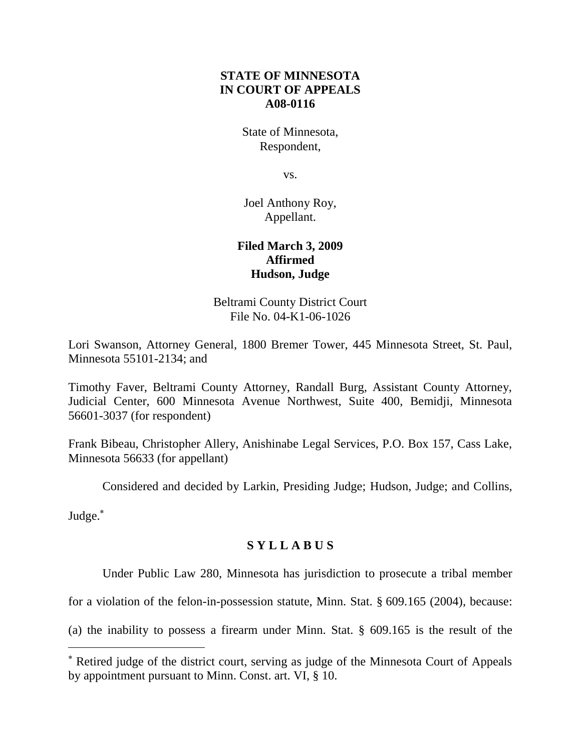**STATE OF MINNESOTA**
**IN COURT OF APPEALS**
**A08-0116**

State of Minnesota,
Respondent,

vs.

Joel Anthony Roy,
Appellant.

**Filed March 3, 2009**
**Affirmed**
**Hudson, Judge**

Beltrami County District Court
File No. 04-K1-06-1026

Lori Swanson, Attorney General, 1800 Bremer Tower, 445 Minnesota Street, St. Paul, Minnesota 55101-2134; and

Timothy Faver, Beltrami County Attorney, Randall Burg, Assistant County Attorney, Judicial Center, 600 Minnesota Avenue Northwest, Suite 400, Bemidji, Minnesota 56601-3037 (for respondent)

Frank Bibeau, Christopher Allery, Anishinabe Legal Services, P.O. Box 157, Cass Lake, Minnesota 56633 (for appellant)

Considered and decided by Larkin, Presiding Judge; Hudson, Judge; and Collins, Judge.[*]

## S Y L L A B U S

Under Public Law 280, Minnesota has jurisdiction to prosecute a tribal member for a violation of the felon-in-possession statute, Minn. Stat. § 609.165 (2004), because: (a) the inability to possess a firearm under Minn. Stat. § 609.165 is the result of the

---

[*] Retired judge of the district court, serving as judge of the Minnesota Court of Appeals by appointment pursuant to Minn. Const. art. VI, § 10.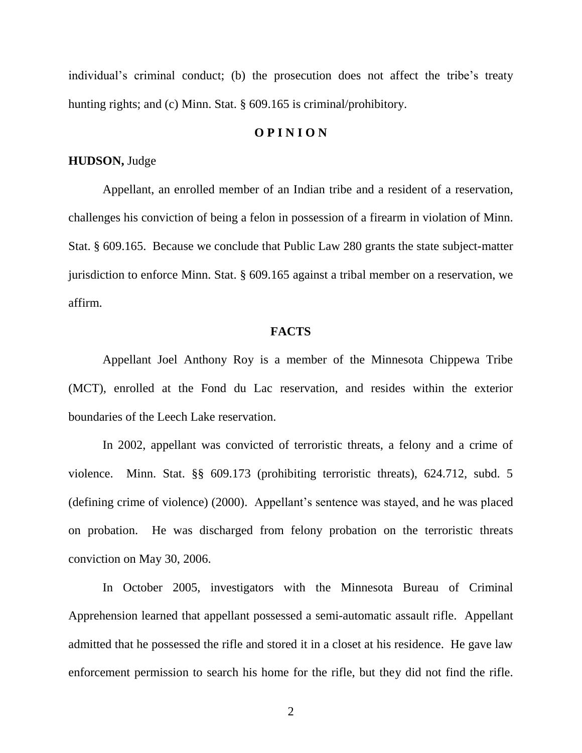individual's criminal conduct; (b) the prosecution does not affect the tribe's treaty hunting rights; and (c) Minn. Stat. § 609.165 is criminal/prohibitory.

## O P I N I O N

**HUDSON,** Judge

Appellant, an enrolled member of an Indian tribe and a resident of a reservation, challenges his conviction of being a felon in possession of a firearm in violation of Minn. Stat. § 609.165. Because we conclude that Public Law 280 grants the state subject-matter jurisdiction to enforce Minn. Stat. § 609.165 against a tribal member on a reservation, we affirm.

## FACTS

Appellant Joel Anthony Roy is a member of the Minnesota Chippewa Tribe (MCT), enrolled at the Fond du Lac reservation, and resides within the exterior boundaries of the Leech Lake reservation.

In 2002, appellant was convicted of terroristic threats, a felony and a crime of violence. Minn. Stat. §§ 609.173 (prohibiting terroristic threats), 624.712, subd. 5 (defining crime of violence) (2000). Appellant's sentence was stayed, and he was placed on probation. He was discharged from felony probation on the terroristic threats conviction on May 30, 2006.

In October 2005, investigators with the Minnesota Bureau of Criminal Apprehension learned that appellant possessed a semi-automatic assault rifle. Appellant admitted that he possessed the rifle and stored it in a closet at his residence. He gave law enforcement permission to search his home for the rifle, but they did not find the rifle.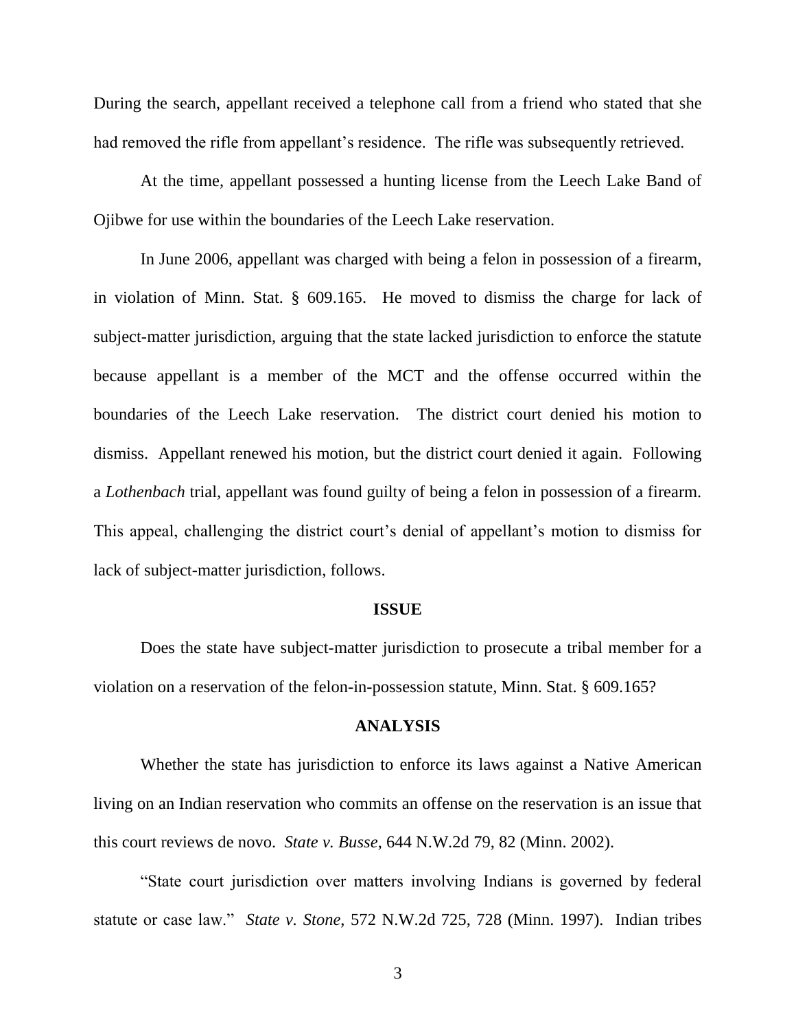During the search, appellant received a telephone call from a friend who stated that she had removed the rifle from appellant's residence. The rifle was subsequently retrieved.

At the time, appellant possessed a hunting license from the Leech Lake Band of Ojibwe for use within the boundaries of the Leech Lake reservation.

In June 2006, appellant was charged with being a felon in possession of a firearm, in violation of Minn. Stat. § 609.165. He moved to dismiss the charge for lack of subject-matter jurisdiction, arguing that the state lacked jurisdiction to enforce the statute because appellant is a member of the MCT and the offense occurred within the boundaries of the Leech Lake reservation. The district court denied his motion to dismiss. Appellant renewed his motion, but the district court denied it again. Following a *Lothenbach* trial, appellant was found guilty of being a felon in possession of a firearm. This appeal, challenging the district court's denial of appellant's motion to dismiss for lack of subject-matter jurisdiction, follows.

**ISSUE**

Does the state have subject-matter jurisdiction to prosecute a tribal member for a violation on a reservation of the felon-in-possession statute, Minn. Stat. § 609.165?

**ANALYSIS**

Whether the state has jurisdiction to enforce its laws against a Native American living on an Indian reservation who commits an offense on the reservation is an issue that this court reviews de novo. *State v. Busse*, 644 N.W.2d 79, 82 (Minn. 2002).

"State court jurisdiction over matters involving Indians is governed by federal statute or case law." *State v. Stone*, 572 N.W.2d 725, 728 (Minn. 1997). Indian tribes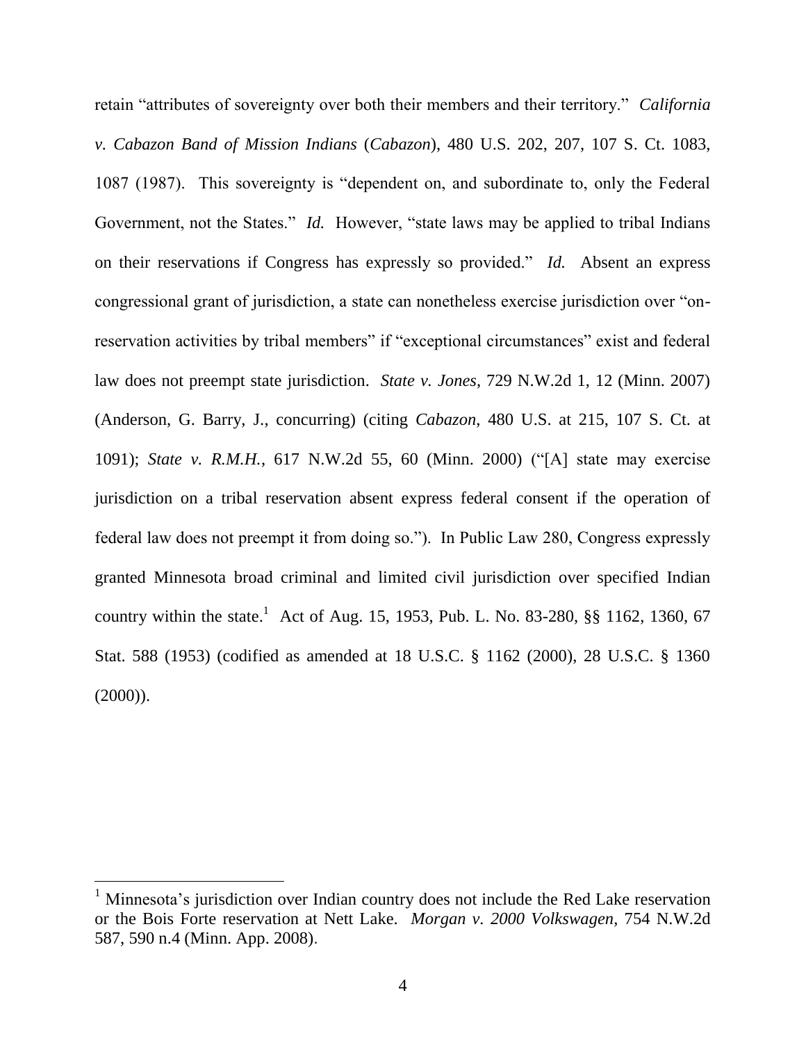retain "attributes of sovereignty over both their members and their territory." *California v. Cabazon Band of Mission Indians* (*Cabazon*), 480 U.S. 202, 207, 107 S. Ct. 1083, 1087 (1987). This sovereignty is "dependent on, and subordinate to, only the Federal Government, not the States." *Id.* However, "state laws may be applied to tribal Indians on their reservations if Congress has expressly so provided." *Id.* Absent an express congressional grant of jurisdiction, a state can nonetheless exercise jurisdiction over "on-reservation activities by tribal members" if "exceptional circumstances" exist and federal law does not preempt state jurisdiction. *State v. Jones*, 729 N.W.2d 1, 12 (Minn. 2007) (Anderson, G. Barry, J., concurring) (citing *Cabazon*, 480 U.S. at 215, 107 S. Ct. at 1091); *State v. R.M.H.*, 617 N.W.2d 55, 60 (Minn. 2000) ("[A] state may exercise jurisdiction on a tribal reservation absent express federal consent if the operation of federal law does not preempt it from doing so."). In Public Law 280, Congress expressly granted Minnesota broad criminal and limited civil jurisdiction over specified Indian country within the state.[1] Act of Aug. 15, 1953, Pub. L. No. 83-280, §§ 1162, 1360, 67 Stat. 588 (1953) (codified as amended at 18 U.S.C. § 1162 (2000), 28 U.S.C. § 1360 (2000)).

---

[1] Minnesota's jurisdiction over Indian country does not include the Red Lake reservation or the Bois Forte reservation at Nett Lake. *Morgan v. 2000 Volkswagen*, 754 N.W.2d 587, 590 n.4 (Minn. App. 2008).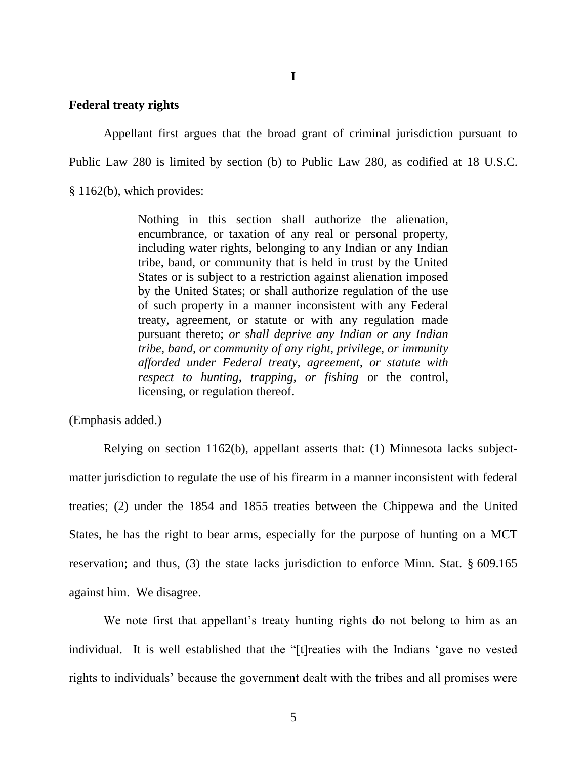## I

### Federal treaty rights

Appellant first argues that the broad grant of criminal jurisdiction pursuant to Public Law 280 is limited by section (b) to Public Law 280, as codified at 18 U.S.C. § 1162(b), which provides:

> Nothing in this section shall authorize the alienation, encumbrance, or taxation of any real or personal property, including water rights, belonging to any Indian or any Indian tribe, band, or community that is held in trust by the United States or is subject to a restriction against alienation imposed by the United States; or shall authorize regulation of the use of such property in a manner inconsistent with any Federal treaty, agreement, or statute or with any regulation made pursuant thereto; *or shall deprive any Indian or any Indian tribe, band, or community of any right, privilege, or immunity afforded under Federal treaty, agreement, or statute with respect to hunting, trapping, or fishing* or the control, licensing, or regulation thereof.

(Emphasis added.)

Relying on section 1162(b), appellant asserts that: (1) Minnesota lacks subject-matter jurisdiction to regulate the use of his firearm in a manner inconsistent with federal treaties; (2) under the 1854 and 1855 treaties between the Chippewa and the United States, he has the right to bear arms, especially for the purpose of hunting on a MCT reservation; and thus, (3) the state lacks jurisdiction to enforce Minn. Stat. § 609.165 against him. We disagree.

We note first that appellant's treaty hunting rights do not belong to him as an individual. It is well established that the "[t]reaties with the Indians 'gave no vested rights to individuals' because the government dealt with the tribes and all promises were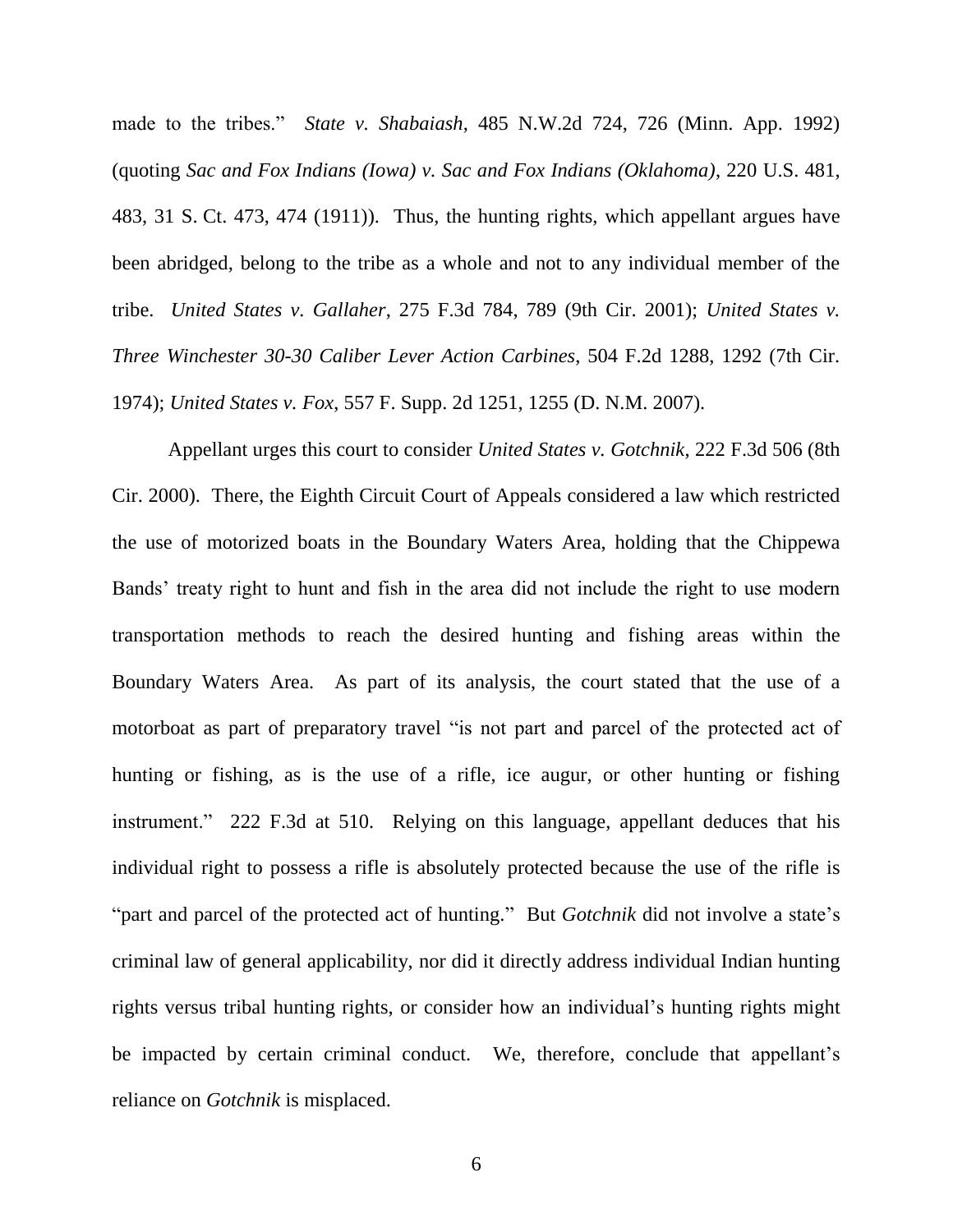made to the tribes." *State v. Shabaiash*, 485 N.W.2d 724, 726 (Minn. App. 1992) (quoting *Sac and Fox Indians (Iowa) v. Sac and Fox Indians (Oklahoma)*, 220 U.S. 481, 483, 31 S. Ct. 473, 474 (1911)). Thus, the hunting rights, which appellant argues have been abridged, belong to the tribe as a whole and not to any individual member of the tribe. *United States v. Gallaher*, 275 F.3d 784, 789 (9th Cir. 2001); *United States v. Three Winchester 30-30 Caliber Lever Action Carbines*, 504 F.2d 1288, 1292 (7th Cir. 1974); *United States v. Fox*, 557 F. Supp. 2d 1251, 1255 (D. N.M. 2007).

Appellant urges this court to consider *United States v. Gotchnik*, 222 F.3d 506 (8th Cir. 2000). There, the Eighth Circuit Court of Appeals considered a law which restricted the use of motorized boats in the Boundary Waters Area, holding that the Chippewa Bands' treaty right to hunt and fish in the area did not include the right to use modern transportation methods to reach the desired hunting and fishing areas within the Boundary Waters Area. As part of its analysis, the court stated that the use of a motorboat as part of preparatory travel "is not part and parcel of the protected act of hunting or fishing, as is the use of a rifle, ice augur, or other hunting or fishing instrument." 222 F.3d at 510. Relying on this language, appellant deduces that his individual right to possess a rifle is absolutely protected because the use of the rifle is "part and parcel of the protected act of hunting." But *Gotchnik* did not involve a state's criminal law of general applicability, nor did it directly address individual Indian hunting rights versus tribal hunting rights, or consider how an individual's hunting rights might be impacted by certain criminal conduct. We, therefore, conclude that appellant's reliance on *Gotchnik* is misplaced.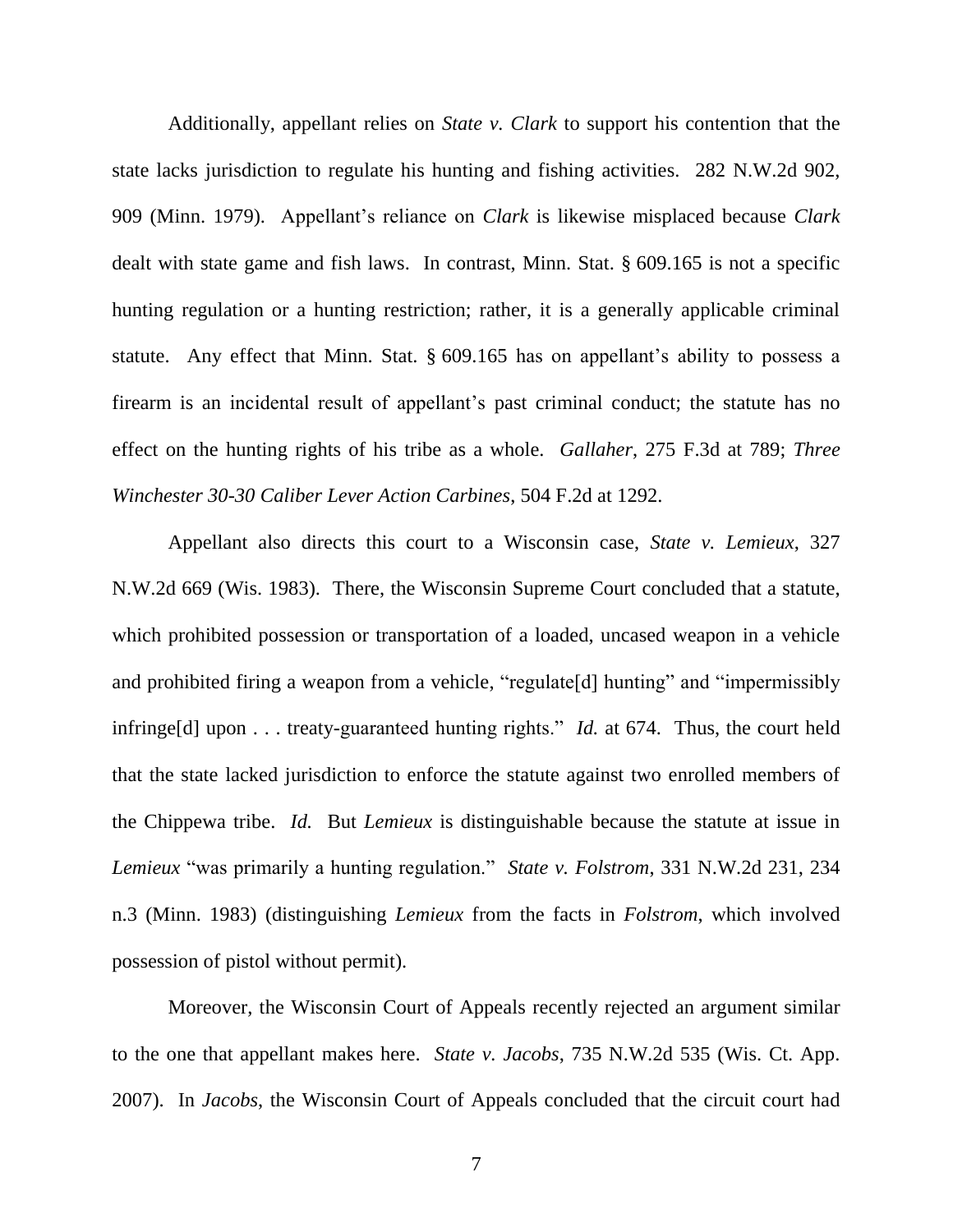Additionally, appellant relies on *State v. Clark* to support his contention that the state lacks jurisdiction to regulate his hunting and fishing activities. 282 N.W.2d 902, 909 (Minn. 1979). Appellant's reliance on *Clark* is likewise misplaced because *Clark* dealt with state game and fish laws. In contrast, Minn. Stat. § 609.165 is not a specific hunting regulation or a hunting restriction; rather, it is a generally applicable criminal statute. Any effect that Minn. Stat. § 609.165 has on appellant's ability to possess a firearm is an incidental result of appellant's past criminal conduct; the statute has no effect on the hunting rights of his tribe as a whole. *Gallaher*, 275 F.3d at 789; *Three Winchester 30-30 Caliber Lever Action Carbines*, 504 F.2d at 1292.

Appellant also directs this court to a Wisconsin case, *State v. Lemieux*, 327 N.W.2d 669 (Wis. 1983). There, the Wisconsin Supreme Court concluded that a statute, which prohibited possession or transportation of a loaded, uncased weapon in a vehicle and prohibited firing a weapon from a vehicle, "regulate[d] hunting" and "impermissibly infringe[d] upon . . . treaty-guaranteed hunting rights." *Id.* at 674. Thus, the court held that the state lacked jurisdiction to enforce the statute against two enrolled members of the Chippewa tribe. *Id.* But *Lemieux* is distinguishable because the statute at issue in *Lemieux* "was primarily a hunting regulation." *State v. Folstrom*, 331 N.W.2d 231, 234 n.3 (Minn. 1983) (distinguishing *Lemieux* from the facts in *Folstrom*, which involved possession of pistol without permit).

Moreover, the Wisconsin Court of Appeals recently rejected an argument similar to the one that appellant makes here. *State v. Jacobs*, 735 N.W.2d 535 (Wis. Ct. App. 2007). In *Jacobs*, the Wisconsin Court of Appeals concluded that the circuit court had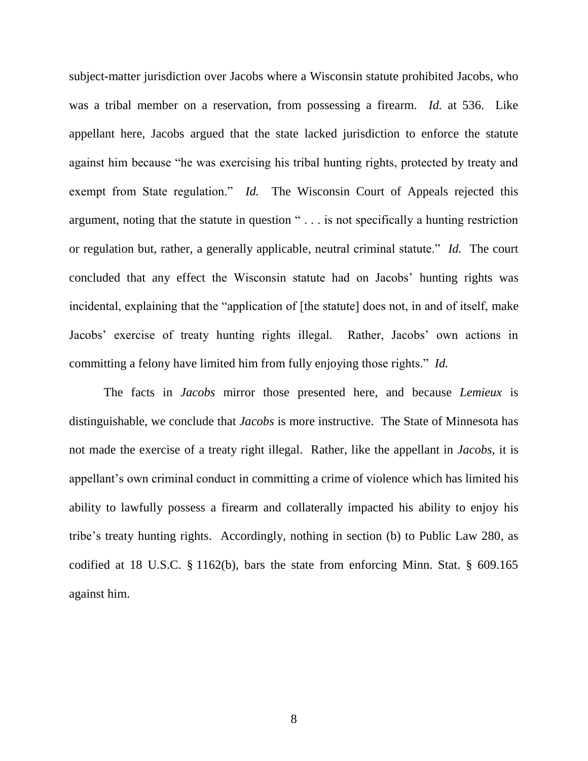subject-matter jurisdiction over Jacobs where a Wisconsin statute prohibited Jacobs, who was a tribal member on a reservation, from possessing a firearm. *Id.* at 536. Like appellant here, Jacobs argued that the state lacked jurisdiction to enforce the statute against him because "he was exercising his tribal hunting rights, protected by treaty and exempt from State regulation." *Id.* The Wisconsin Court of Appeals rejected this argument, noting that the statute in question " . . . is not specifically a hunting restriction or regulation but, rather, a generally applicable, neutral criminal statute." *Id.* The court concluded that any effect the Wisconsin statute had on Jacobs' hunting rights was incidental, explaining that the "application of [the statute] does not, in and of itself, make Jacobs' exercise of treaty hunting rights illegal. Rather, Jacobs' own actions in committing a felony have limited him from fully enjoying those rights." *Id.*

The facts in *Jacobs* mirror those presented here, and because *Lemieux* is distinguishable, we conclude that *Jacobs* is more instructive. The State of Minnesota has not made the exercise of a treaty right illegal. Rather, like the appellant in *Jacobs*, it is appellant's own criminal conduct in committing a crime of violence which has limited his ability to lawfully possess a firearm and collaterally impacted his ability to enjoy his tribe's treaty hunting rights. Accordingly, nothing in section (b) to Public Law 280, as codified at 18 U.S.C. § 1162(b), bars the state from enforcing Minn. Stat. § 609.165 against him.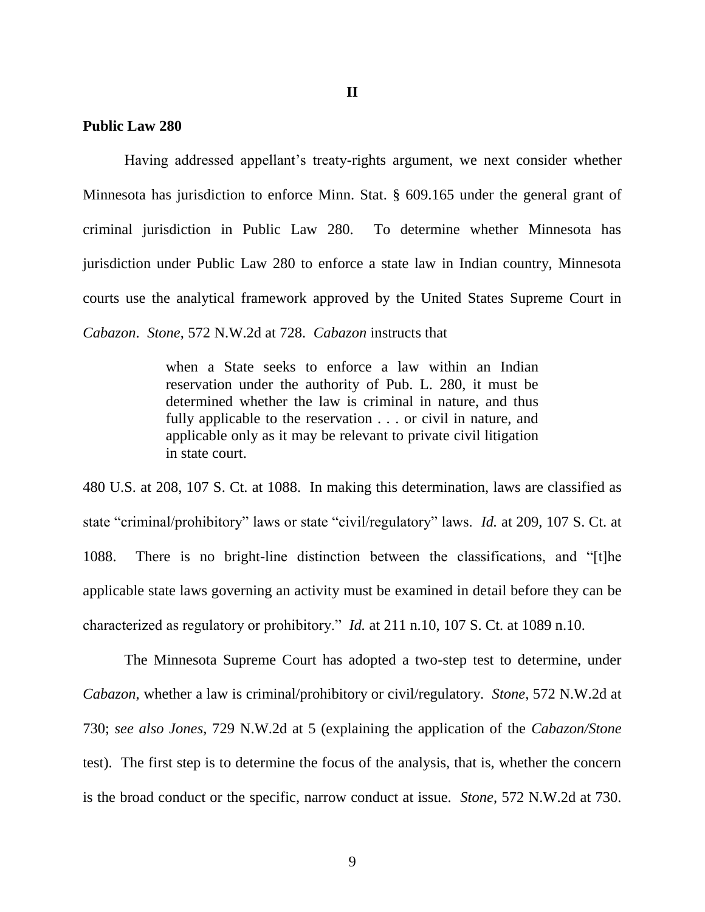**II**

**Public Law 280**

Having addressed appellant's treaty-rights argument, we next consider whether Minnesota has jurisdiction to enforce Minn. Stat. § 609.165 under the general grant of criminal jurisdiction in Public Law 280. To determine whether Minnesota has jurisdiction under Public Law 280 to enforce a state law in Indian country, Minnesota courts use the analytical framework approved by the United States Supreme Court in *Cabazon*. *Stone*, 572 N.W.2d at 728. *Cabazon* instructs that

> when a State seeks to enforce a law within an Indian reservation under the authority of Pub. L. 280, it must be determined whether the law is criminal in nature, and thus fully applicable to the reservation . . . or civil in nature, and applicable only as it may be relevant to private civil litigation in state court.

480 U.S. at 208, 107 S. Ct. at 1088. In making this determination, laws are classified as state "criminal/prohibitory" laws or state "civil/regulatory" laws. *Id.* at 209, 107 S. Ct. at 1088. There is no bright-line distinction between the classifications, and "[t]he applicable state laws governing an activity must be examined in detail before they can be characterized as regulatory or prohibitory." *Id.* at 211 n.10, 107 S. Ct. at 1089 n.10.

The Minnesota Supreme Court has adopted a two-step test to determine, under *Cabazon*, whether a law is criminal/prohibitory or civil/regulatory. *Stone*, 572 N.W.2d at 730; *see also Jones*, 729 N.W.2d at 5 (explaining the application of the *Cabazon/Stone* test). The first step is to determine the focus of the analysis, that is, whether the concern is the broad conduct or the specific, narrow conduct at issue. *Stone*, 572 N.W.2d at 730.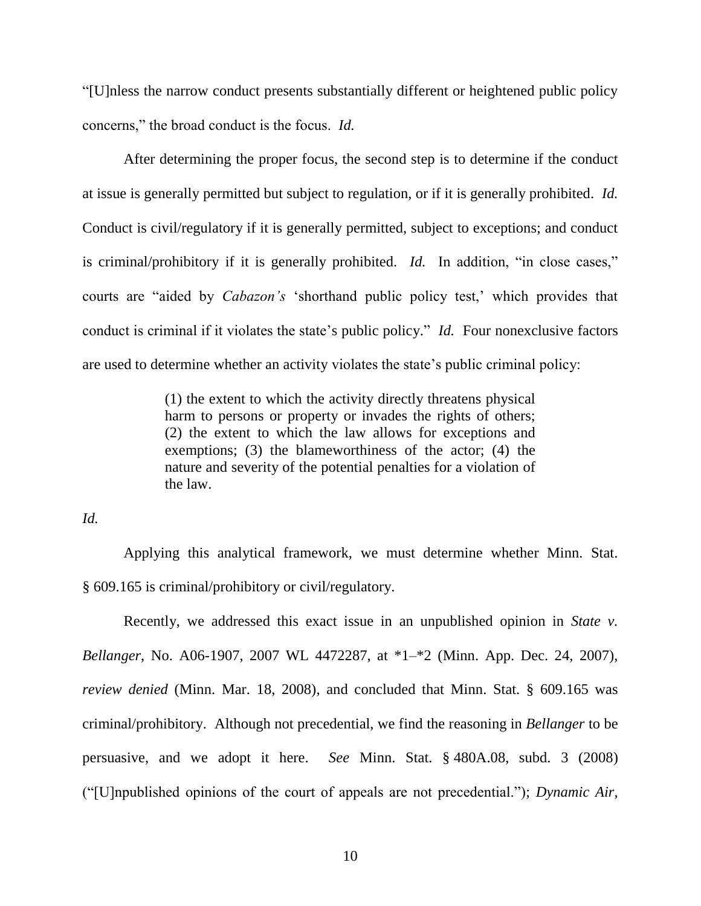"[U]nless the narrow conduct presents substantially different or heightened public policy concerns," the broad conduct is the focus. *Id.*

After determining the proper focus, the second step is to determine if the conduct at issue is generally permitted but subject to regulation, or if it is generally prohibited. *Id.* Conduct is civil/regulatory if it is generally permitted, subject to exceptions; and conduct is criminal/prohibitory if it is generally prohibited. *Id.* In addition, "in close cases," courts are "aided by *Cabazon's* 'shorthand public policy test,' which provides that conduct is criminal if it violates the state's public policy." *Id.* Four nonexclusive factors are used to determine whether an activity violates the state's public criminal policy:

> (1) the extent to which the activity directly threatens physical harm to persons or property or invades the rights of others; (2) the extent to which the law allows for exceptions and exemptions; (3) the blameworthiness of the actor; (4) the nature and severity of the potential penalties for a violation of the law.

*Id.*

Applying this analytical framework, we must determine whether Minn. Stat. § 609.165 is criminal/prohibitory or civil/regulatory.

Recently, we addressed this exact issue in an unpublished opinion in *State v. Bellanger*, No. A06-1907, 2007 WL 4472287, at *1–*2 (Minn. App. Dec. 24, 2007), *review denied* (Minn. Mar. 18, 2008), and concluded that Minn. Stat. § 609.165 was criminal/prohibitory. Although not precedential, we find the reasoning in *Bellanger* to be persuasive, and we adopt it here. *See* Minn. Stat. § 480A.08, subd. 3 (2008) ("[U]npublished opinions of the court of appeals are not precedential."); *Dynamic Air,*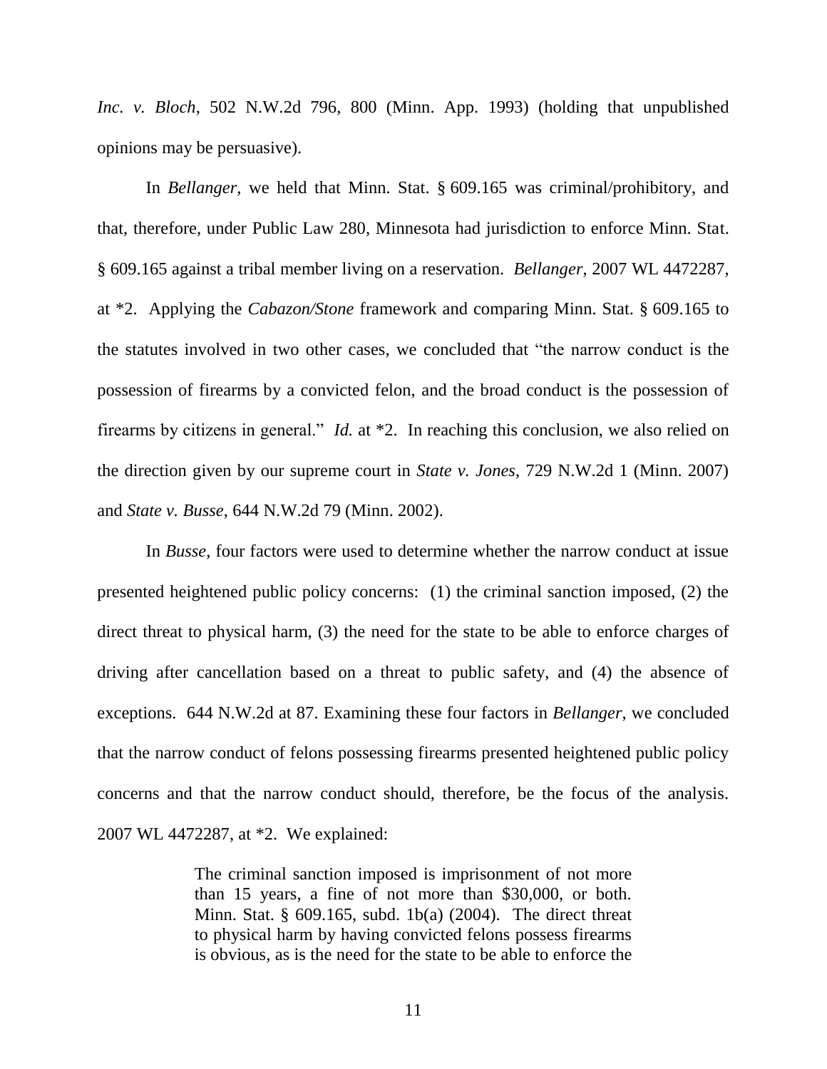*Inc. v. Bloch*, 502 N.W.2d 796, 800 (Minn. App. 1993) (holding that unpublished opinions may be persuasive).

In *Bellanger*, we held that Minn. Stat. § 609.165 was criminal/prohibitory, and that, therefore, under Public Law 280, Minnesota had jurisdiction to enforce Minn. Stat. § 609.165 against a tribal member living on a reservation. *Bellanger*, 2007 WL 4472287, at *2. Applying the *Cabazon/Stone* framework and comparing Minn. Stat. § 609.165 to the statutes involved in two other cases, we concluded that "the narrow conduct is the possession of firearms by a convicted felon, and the broad conduct is the possession of firearms by citizens in general." *Id.* at *2. In reaching this conclusion, we also relied on the direction given by our supreme court in *State v. Jones*, 729 N.W.2d 1 (Minn. 2007) and *State v. Busse*, 644 N.W.2d 79 (Minn. 2002).

In *Busse*, four factors were used to determine whether the narrow conduct at issue presented heightened public policy concerns: (1) the criminal sanction imposed, (2) the direct threat to physical harm, (3) the need for the state to be able to enforce charges of driving after cancellation based on a threat to public safety, and (4) the absence of exceptions. 644 N.W.2d at 87. Examining these four factors in *Bellanger*, we concluded that the narrow conduct of felons possessing firearms presented heightened public policy concerns and that the narrow conduct should, therefore, be the focus of the analysis. 2007 WL 4472287, at *2. We explained:

> The criminal sanction imposed is imprisonment of not more than 15 years, a fine of not more than $30,000, or both. Minn. Stat. § 609.165, subd. 1b(a) (2004). The direct threat to physical harm by having convicted felons possess firearms is obvious, as is the need for the state to be able to enforce the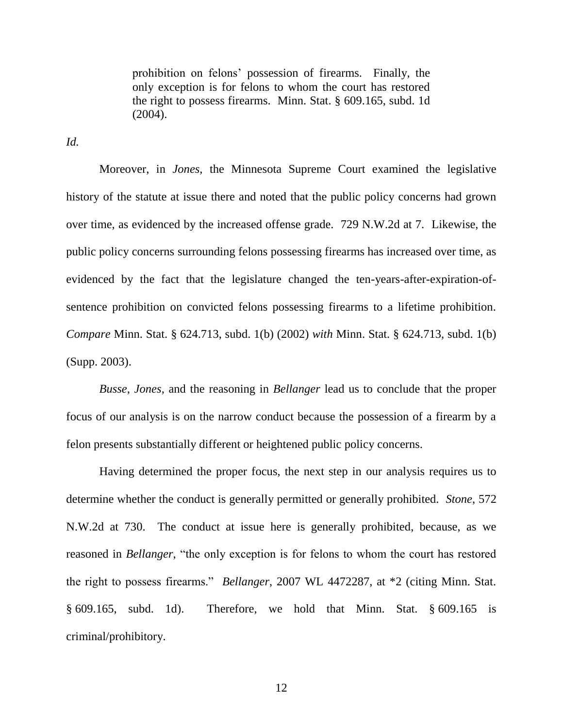> prohibition on felons' possession of firearms. Finally, the only exception is for felons to whom the court has restored the right to possess firearms. Minn. Stat. § 609.165, subd. 1d (2004).

*Id.*

Moreover, in *Jones*, the Minnesota Supreme Court examined the legislative history of the statute at issue there and noted that the public policy concerns had grown over time, as evidenced by the increased offense grade. 729 N.W.2d at 7. Likewise, the public policy concerns surrounding felons possessing firearms has increased over time, as evidenced by the fact that the legislature changed the ten-years-after-expiration-of-sentence prohibition on convicted felons possessing firearms to a lifetime prohibition. *Compare* Minn. Stat. § 624.713, subd. 1(b) (2002) *with* Minn. Stat. § 624.713, subd. 1(b) (Supp. 2003).

*Busse*, *Jones,* and the reasoning in *Bellanger* lead us to conclude that the proper focus of our analysis is on the narrow conduct because the possession of a firearm by a felon presents substantially different or heightened public policy concerns.

Having determined the proper focus, the next step in our analysis requires us to determine whether the conduct is generally permitted or generally prohibited. *Stone*, 572 N.W.2d at 730. The conduct at issue here is generally prohibited, because, as we reasoned in *Bellanger*, "the only exception is for felons to whom the court has restored the right to possess firearms." *Bellanger*, 2007 WL 4472287, at *2 (citing Minn. Stat. § 609.165, subd. 1d). Therefore, we hold that Minn. Stat. § 609.165 is criminal/prohibitory.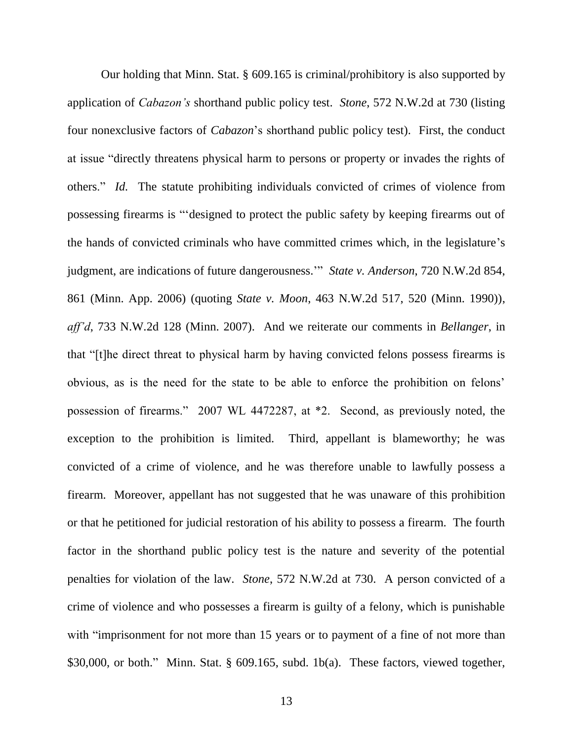Our holding that Minn. Stat. § 609.165 is criminal/prohibitory is also supported by application of *Cabazon's* shorthand public policy test. *Stone*, 572 N.W.2d at 730 (listing four nonexclusive factors of *Cabazon*'s shorthand public policy test). First, the conduct at issue "directly threatens physical harm to persons or property or invades the rights of others." *Id.* The statute prohibiting individuals convicted of crimes of violence from possessing firearms is "'designed to protect the public safety by keeping firearms out of the hands of convicted criminals who have committed crimes which, in the legislature's judgment, are indications of future dangerousness.'" *State v. Anderson*, 720 N.W.2d 854, 861 (Minn. App. 2006) (quoting *State v. Moon*, 463 N.W.2d 517, 520 (Minn. 1990)), *aff'd*, 733 N.W.2d 128 (Minn. 2007). And we reiterate our comments in *Bellanger*, in that "[t]he direct threat to physical harm by having convicted felons possess firearms is obvious, as is the need for the state to be able to enforce the prohibition on felons' possession of firearms." 2007 WL 4472287, at *2. Second, as previously noted, the exception to the prohibition is limited. Third, appellant is blameworthy; he was convicted of a crime of violence, and he was therefore unable to lawfully possess a firearm. Moreover, appellant has not suggested that he was unaware of this prohibition or that he petitioned for judicial restoration of his ability to possess a firearm. The fourth factor in the shorthand public policy test is the nature and severity of the potential penalties for violation of the law. *Stone*, 572 N.W.2d at 730. A person convicted of a crime of violence and who possesses a firearm is guilty of a felony, which is punishable with "imprisonment for not more than 15 years or to payment of a fine of not more than $30,000, or both." Minn. Stat. § 609.165, subd. 1b(a). These factors, viewed together,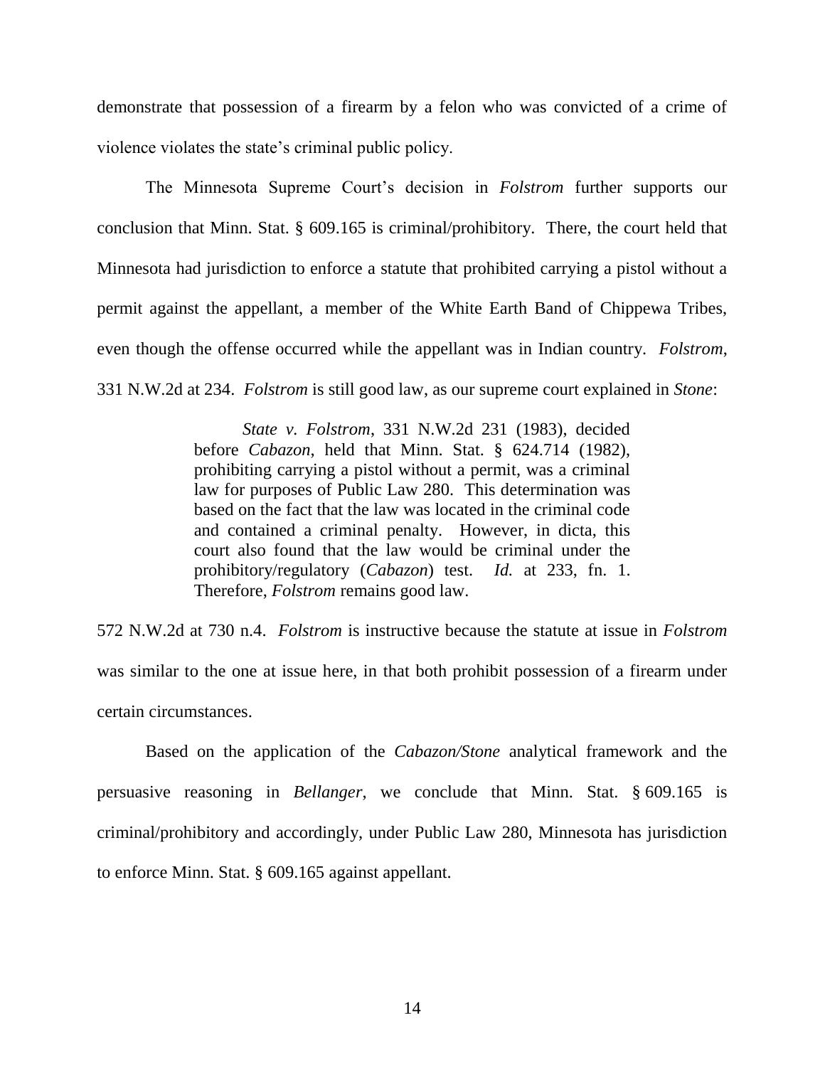demonstrate that possession of a firearm by a felon who was convicted of a crime of violence violates the state's criminal public policy.

The Minnesota Supreme Court's decision in *Folstrom* further supports our conclusion that Minn. Stat. § 609.165 is criminal/prohibitory. There, the court held that Minnesota had jurisdiction to enforce a statute that prohibited carrying a pistol without a permit against the appellant, a member of the White Earth Band of Chippewa Tribes, even though the offense occurred while the appellant was in Indian country. *Folstrom*, 331 N.W.2d at 234. *Folstrom* is still good law, as our supreme court explained in *Stone*:

> *State v. Folstrom*, 331 N.W.2d 231 (1983), decided before *Cabazon*, held that Minn. Stat. § 624.714 (1982), prohibiting carrying a pistol without a permit, was a criminal law for purposes of Public Law 280. This determination was based on the fact that the law was located in the criminal code and contained a criminal penalty. However, in dicta, this court also found that the law would be criminal under the prohibitory/regulatory (*Cabazon*) test. *Id.* at 233, fn. 1. Therefore, *Folstrom* remains good law.

572 N.W.2d at 730 n.4. *Folstrom* is instructive because the statute at issue in *Folstrom* was similar to the one at issue here, in that both prohibit possession of a firearm under certain circumstances.

Based on the application of the *Cabazon/Stone* analytical framework and the persuasive reasoning in *Bellanger*, we conclude that Minn. Stat. § 609.165 is criminal/prohibitory and accordingly, under Public Law 280, Minnesota has jurisdiction to enforce Minn. Stat. § 609.165 against appellant.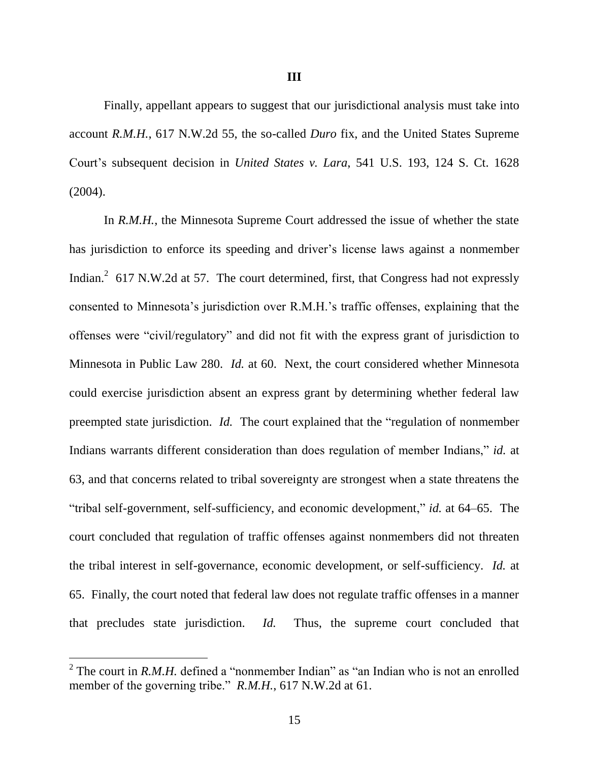### III

Finally, appellant appears to suggest that our jurisdictional analysis must take into account *R.M.H.*, 617 N.W.2d 55, the so-called *Duro* fix, and the United States Supreme Court's subsequent decision in *United States v. Lara*, 541 U.S. 193, 124 S. Ct. 1628 (2004).

In *R.M.H.*, the Minnesota Supreme Court addressed the issue of whether the state has jurisdiction to enforce its speeding and driver's license laws against a nonmember Indian.[2] 617 N.W.2d at 57. The court determined, first, that Congress had not expressly consented to Minnesota's jurisdiction over R.M.H.'s traffic offenses, explaining that the offenses were "civil/regulatory" and did not fit with the express grant of jurisdiction to Minnesota in Public Law 280. *Id.* at 60. Next, the court considered whether Minnesota could exercise jurisdiction absent an express grant by determining whether federal law preempted state jurisdiction. *Id.* The court explained that the "regulation of nonmember Indians warrants different consideration than does regulation of member Indians," *id.* at 63, and that concerns related to tribal sovereignty are strongest when a state threatens the "tribal self-government, self-sufficiency, and economic development," *id.* at 64–65. The court concluded that regulation of traffic offenses against nonmembers did not threaten the tribal interest in self-governance, economic development, or self-sufficiency. *Id.* at 65. Finally, the court noted that federal law does not regulate traffic offenses in a manner that precludes state jurisdiction. *Id.* Thus, the supreme court concluded that

---

[2] The court in *R.M.H.* defined a "nonmember Indian" as "an Indian who is not an enrolled member of the governing tribe." *R.M.H.*, 617 N.W.2d at 61.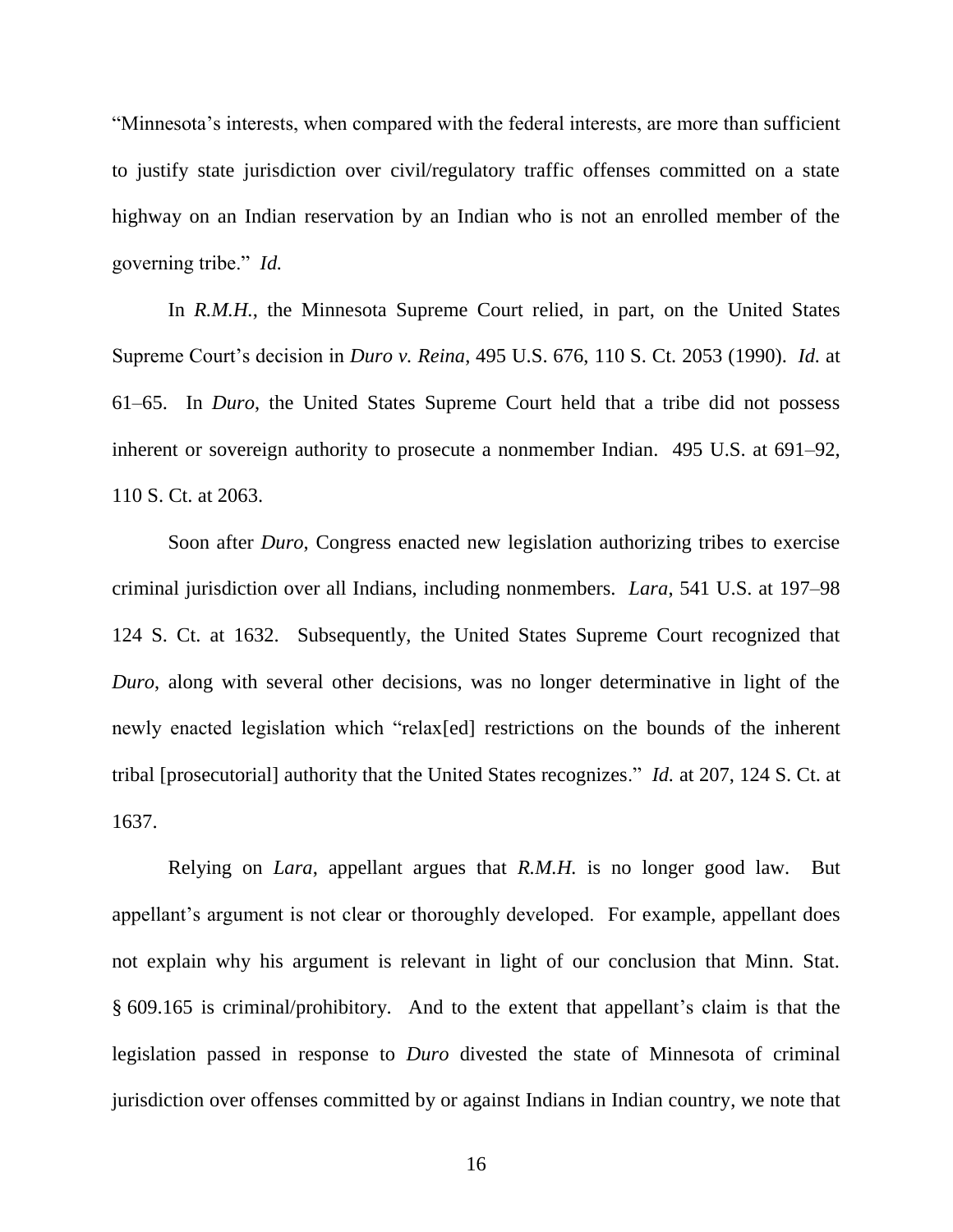"Minnesota's interests, when compared with the federal interests, are more than sufficient to justify state jurisdiction over civil/regulatory traffic offenses committed on a state highway on an Indian reservation by an Indian who is not an enrolled member of the governing tribe." *Id.*

In *R.M.H.*, the Minnesota Supreme Court relied, in part, on the United States Supreme Court's decision in *Duro v. Reina*, 495 U.S. 676, 110 S. Ct. 2053 (1990). *Id.* at 61–65. In *Duro*, the United States Supreme Court held that a tribe did not possess inherent or sovereign authority to prosecute a nonmember Indian. 495 U.S. at 691–92, 110 S. Ct. at 2063.

Soon after *Duro*, Congress enacted new legislation authorizing tribes to exercise criminal jurisdiction over all Indians, including nonmembers. *Lara*, 541 U.S. at 197–98 124 S. Ct. at 1632. Subsequently, the United States Supreme Court recognized that *Duro*, along with several other decisions, was no longer determinative in light of the newly enacted legislation which "relax[ed] restrictions on the bounds of the inherent tribal [prosecutorial] authority that the United States recognizes." *Id.* at 207, 124 S. Ct. at 1637.

Relying on *Lara*, appellant argues that *R.M.H.* is no longer good law. But appellant's argument is not clear or thoroughly developed. For example, appellant does not explain why his argument is relevant in light of our conclusion that Minn. Stat. § 609.165 is criminal/prohibitory. And to the extent that appellant's claim is that the legislation passed in response to *Duro* divested the state of Minnesota of criminal jurisdiction over offenses committed by or against Indians in Indian country, we note that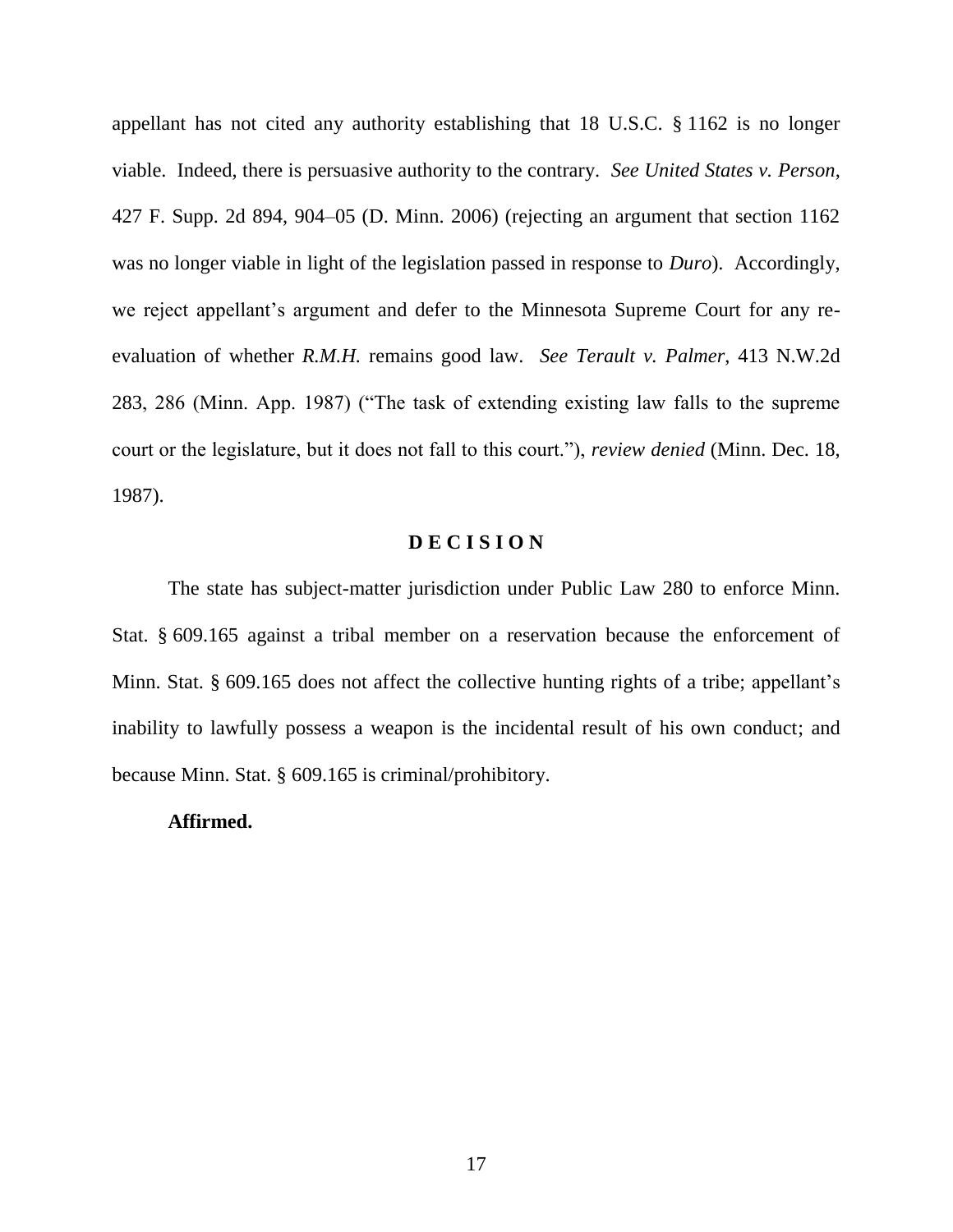appellant has not cited any authority establishing that 18 U.S.C. § 1162 is no longer viable. Indeed, there is persuasive authority to the contrary. *See United States v. Person*, 427 F. Supp. 2d 894, 904–05 (D. Minn. 2006) (rejecting an argument that section 1162 was no longer viable in light of the legislation passed in response to *Duro*). Accordingly, we reject appellant's argument and defer to the Minnesota Supreme Court for any re-evaluation of whether *R.M.H.* remains good law. *See Terault v. Palmer*, 413 N.W.2d 283, 286 (Minn. App. 1987) ("The task of extending existing law falls to the supreme court or the legislature, but it does not fall to this court."), *review denied* (Minn. Dec. 18, 1987).

## D E C I S I O N

The state has subject-matter jurisdiction under Public Law 280 to enforce Minn. Stat. § 609.165 against a tribal member on a reservation because the enforcement of Minn. Stat. § 609.165 does not affect the collective hunting rights of a tribe; appellant's inability to lawfully possess a weapon is the incidental result of his own conduct; and because Minn. Stat. § 609.165 is criminal/prohibitory.

**Affirmed.**